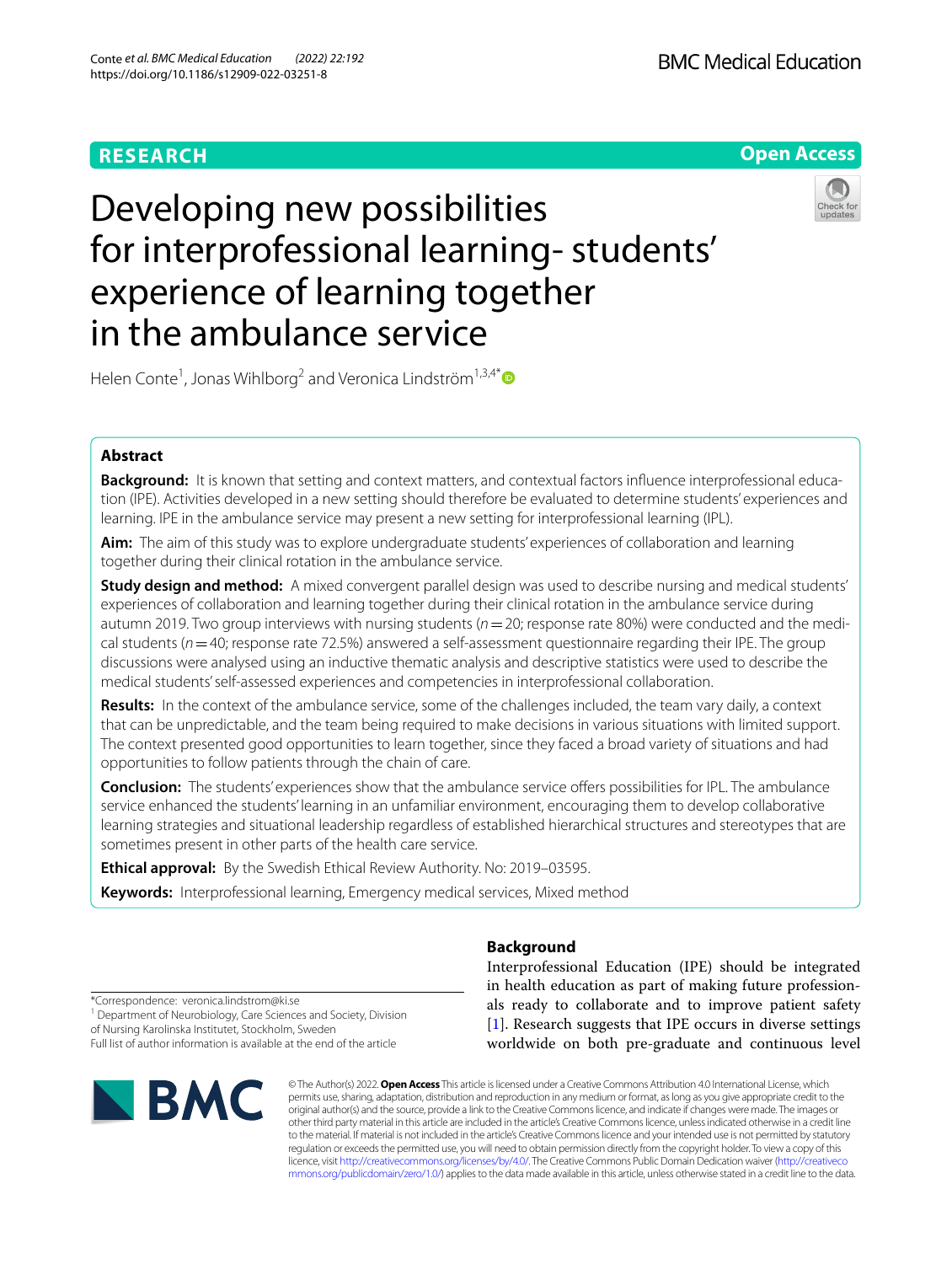RESEARCH

Open Access

# Developing new possibilities for interprofessional learning- students' experience of learning together in the ambulance service

Helen Conte[1], Jonas Wihlborg[2] and Veronica Lindström[1,3,4*]

## Abstract

**Background:** It is known that setting and context matters, and contextual factors influence interprofessional education (IPE). Activities developed in a new setting should therefore be evaluated to determine students' experiences and learning. IPE in the ambulance service may present a new setting for interprofessional learning (IPL).

**Aim:** The aim of this study was to explore undergraduate students' experiences of collaboration and learning together during their clinical rotation in the ambulance service.

**Study design and method:** A mixed convergent parallel design was used to describe nursing and medical students' experiences of collaboration and learning together during their clinical rotation in the ambulance service during autumn 2019. Two group interviews with nursing students ($n = 20$; response rate 80%) were conducted and the medical students ($n = 40$; response rate 72.5%) answered a self-assessment questionnaire regarding their IPE. The group discussions were analysed using an inductive thematic analysis and descriptive statistics were used to describe the medical students' self-assessed experiences and competencies in interprofessional collaboration.

**Results:** In the context of the ambulance service, some of the challenges included, the team vary daily, a context that can be unpredictable, and the team being required to make decisions in various situations with limited support. The context presented good opportunities to learn together, since they faced a broad variety of situations and had opportunities to follow patients through the chain of care.

**Conclusion:** The students' experiences show that the ambulance service offers possibilities for IPL. The ambulance service enhanced the students' learning in an unfamiliar environment, encouraging them to develop collaborative learning strategies and situational leadership regardless of established hierarchical structures and stereotypes that are sometimes present in other parts of the health care service.

**Ethical approval:** By the Swedish Ethical Review Authority. No: 2019–03595.

**Keywords:** Interprofessional learning, Emergency medical services, Mixed method

*Correspondence: veronica.lindstrom@ki.se

[1] Department of Neurobiology, Care Sciences and Society, Division of Nursing Karolinska Institutet, Stockholm, Sweden

Full list of author information is available at the end of the article

## Background

Interprofessional Education (IPE) should be integrated in health education as part of making future professionals ready to collaborate and to improve patient safety [1]. Research suggests that IPE occurs in diverse settings worldwide on both pre-graduate and continuous level

© The Author(s) 2022. **Open Access** This article is licensed under a Creative Commons Attribution 4.0 International License, which permits use, sharing, adaptation, distribution and reproduction in any medium or format, as long as you give appropriate credit to the original author(s) and the source, provide a link to the Creative Commons licence, and indicate if changes were made. The images or other third party material in this article are included in the article's Creative Commons licence, unless indicated otherwise in a credit line to the material. If material is not included in the article's Creative Commons licence and your intended use is not permitted by statutory regulation or exceeds the permitted use, you will need to obtain permission directly from the copyright holder. To view a copy of this licence, visit http://creativecommons.org/licenses/by/4.0/. The Creative Commons Public Domain Dedication waiver (http://creativecommons.org/publicdomain/zero/1.0/) applies to the data made available in this article, unless otherwise stated in a credit line to the data.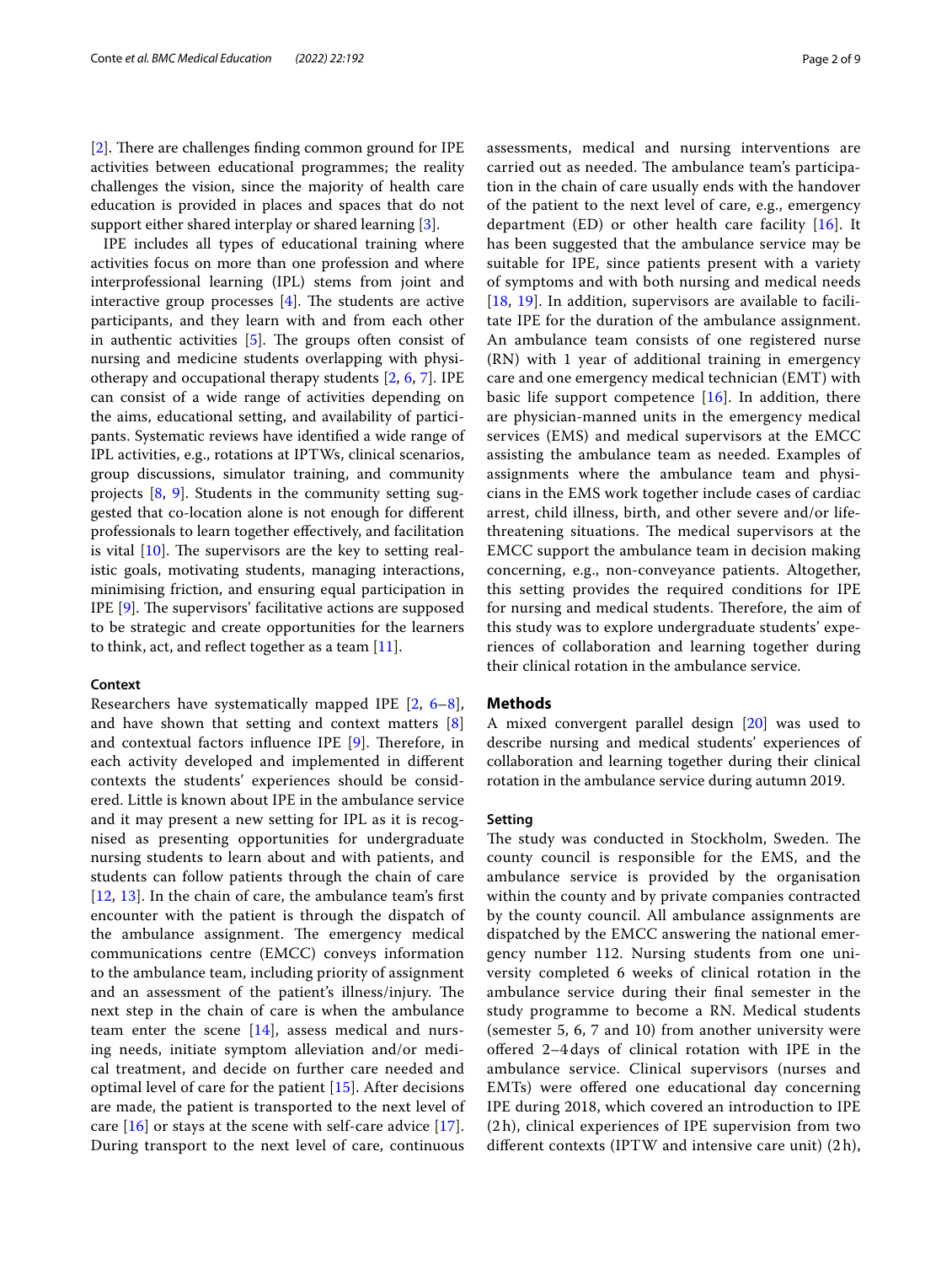[2]. There are challenges finding common ground for IPE activities between educational programmes; the reality challenges the vision, since the majority of health care education is provided in places and spaces that do not support either shared interplay or shared learning [3].

IPE includes all types of educational training where activities focus on more than one profession and where interprofessional learning (IPL) stems from joint and interactive group processes [4]. The students are active participants, and they learn with and from each other in authentic activities [5]. The groups often consist of nursing and medicine students overlapping with physiotherapy and occupational therapy students [2, 6, 7]. IPE can consist of a wide range of activities depending on the aims, educational setting, and availability of participants. Systematic reviews have identified a wide range of IPL activities, e.g., rotations at IPTWs, clinical scenarios, group discussions, simulator training, and community projects [8, 9]. Students in the community setting suggested that co-location alone is not enough for different professionals to learn together effectively, and facilitation is vital [10]. The supervisors are the key to setting realistic goals, motivating students, managing interactions, minimising friction, and ensuring equal participation in IPE [9]. The supervisors' facilitative actions are supposed to be strategic and create opportunities for the learners to think, act, and reflect together as a team [11].

### Context

Researchers have systematically mapped IPE [2, 6–8], and have shown that setting and context matters [8] and contextual factors influence IPE [9]. Therefore, in each activity developed and implemented in different contexts the students' experiences should be considered. Little is known about IPE in the ambulance service and it may present a new setting for IPL as it is recognised as presenting opportunities for undergraduate nursing students to learn about and with patients, and students can follow patients through the chain of care [12, 13]. In the chain of care, the ambulance team's first encounter with the patient is through the dispatch of the ambulance assignment. The emergency medical communications centre (EMCC) conveys information to the ambulance team, including priority of assignment and an assessment of the patient's illness/injury. The next step in the chain of care is when the ambulance team enter the scene [14], assess medical and nursing needs, initiate symptom alleviation and/or medical treatment, and decide on further care needed and optimal level of care for the patient [15]. After decisions are made, the patient is transported to the next level of care [16] or stays at the scene with self-care advice [17]. During transport to the next level of care, continuous assessments, medical and nursing interventions are carried out as needed. The ambulance team's participation in the chain of care usually ends with the handover of the patient to the next level of care, e.g., emergency department (ED) or other health care facility [16]. It has been suggested that the ambulance service may be suitable for IPE, since patients present with a variety of symptoms and with both nursing and medical needs [18, 19]. In addition, supervisors are available to facilitate IPE for the duration of the ambulance assignment. An ambulance team consists of one registered nurse (RN) with 1 year of additional training in emergency care and one emergency medical technician (EMT) with basic life support competence [16]. In addition, there are physician-manned units in the emergency medical services (EMS) and medical supervisors at the EMCC assisting the ambulance team as needed. Examples of assignments where the ambulance team and physicians in the EMS work together include cases of cardiac arrest, child illness, birth, and other severe and/or life-threatening situations. The medical supervisors at the EMCC support the ambulance team in decision making concerning, e.g., non-conveyance patients. Altogether, this setting provides the required conditions for IPE for nursing and medical students. Therefore, the aim of this study was to explore undergraduate students' experiences of collaboration and learning together during their clinical rotation in the ambulance service.

## Methods

A mixed convergent parallel design [20] was used to describe nursing and medical students' experiences of collaboration and learning together during their clinical rotation in the ambulance service during autumn 2019.

### Setting

The study was conducted in Stockholm, Sweden. The county council is responsible for the EMS, and the ambulance service is provided by the organisation within the county and by private companies contracted by the county council. All ambulance assignments are dispatched by the EMCC answering the national emergency number 112. Nursing students from one university completed 6 weeks of clinical rotation in the ambulance service during their final semester in the study programme to become a RN. Medical students (semester 5, 6, 7 and 10) from another university were offered 2–4 days of clinical rotation with IPE in the ambulance service. Clinical supervisors (nurses and EMTs) were offered one educational day concerning IPE during 2018, which covered an introduction to IPE (2 h), clinical experiences of IPE supervision from two different contexts (IPTW and intensive care unit) (2 h),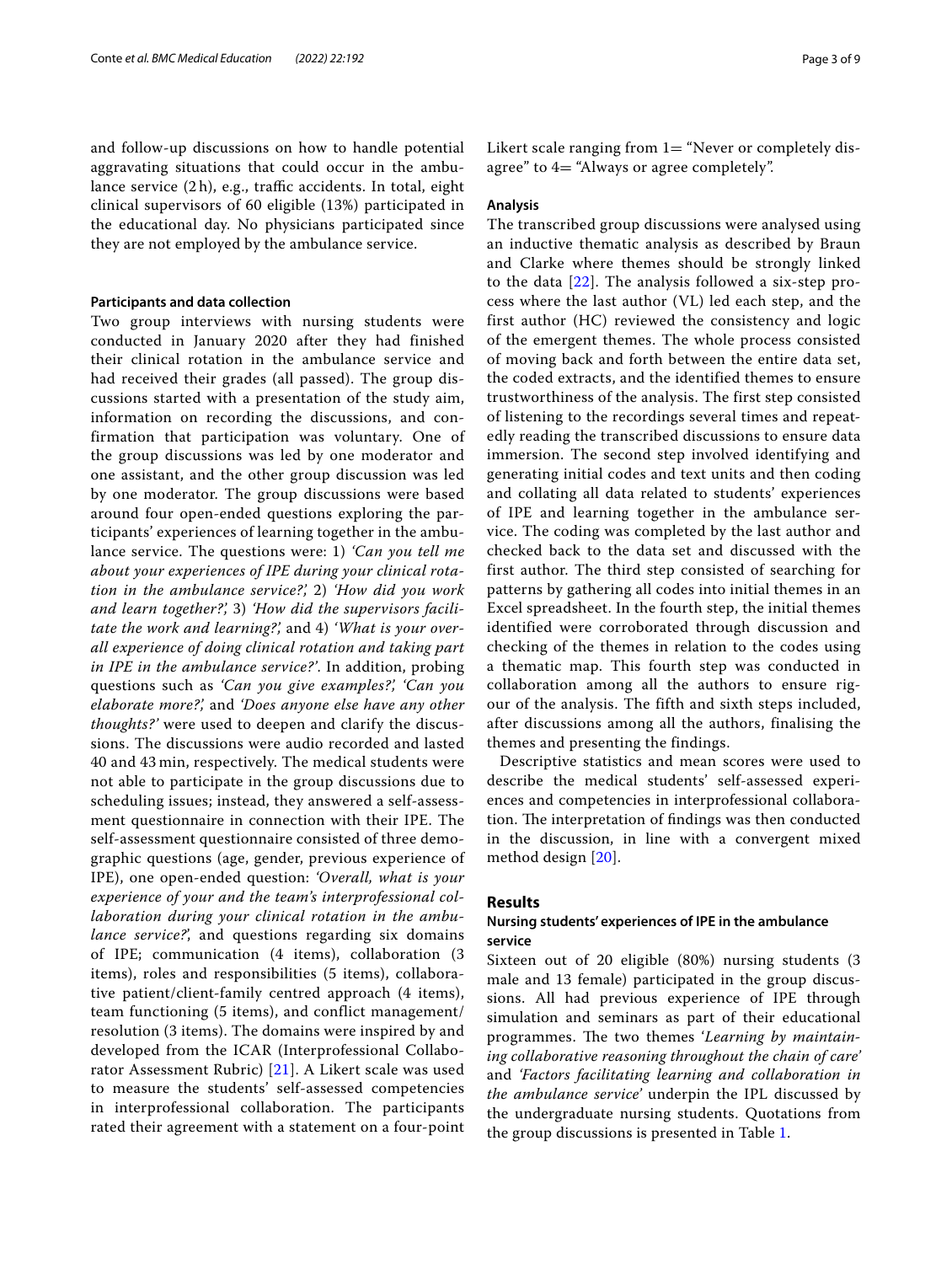and follow-up discussions on how to handle potential aggravating situations that could occur in the ambulance service (2 h), e.g., traffic accidents. In total, eight clinical supervisors of 60 eligible (13%) participated in the educational day. No physicians participated since they are not employed by the ambulance service.

### Participants and data collection

Two group interviews with nursing students were conducted in January 2020 after they had finished their clinical rotation in the ambulance service and had received their grades (all passed). The group discussions started with a presentation of the study aim, information on recording the discussions, and confirmation that participation was voluntary. One of the group discussions was led by one moderator and one assistant, and the other group discussion was led by one moderator. The group discussions were based around four open-ended questions exploring the participants' experiences of learning together in the ambulance service. The questions were: 1) *'Can you tell me about your experiences of IPE during your clinical rotation in the ambulance service?',* 2) *'How did you work and learn together?',* 3) *'How did the supervisors facilitate the work and learning?',* and 4) *'What is your overall experience of doing clinical rotation and taking part in IPE in the ambulance service?'*. In addition, probing questions such as *'Can you give examples?', 'Can you elaborate more?',* and *'Does anyone else have any other thoughts?'* were used to deepen and clarify the discussions. The discussions were audio recorded and lasted 40 and 43 min, respectively. The medical students were not able to participate in the group discussions due to scheduling issues; instead, they answered a self-assessment questionnaire in connection with their IPE. The self-assessment questionnaire consisted of three demographic questions (age, gender, previous experience of IPE), one open-ended question: *'Overall, what is your experience of your and the team's interprofessional collaboration during your clinical rotation in the ambulance service?'*, and questions regarding six domains of IPE; communication (4 items), collaboration (3 items), roles and responsibilities (5 items), collaborative patient/client-family centred approach (4 items), team functioning (5 items), and conflict management/resolution (3 items). The domains were inspired by and developed from the ICAR (Interprofessional Collaborator Assessment Rubric) [21]. A Likert scale was used to measure the students' self-assessed competencies in interprofessional collaboration. The participants rated their agreement with a statement on a four-point Likert scale ranging from 1= "Never or completely disagree" to 4= "Always or agree completely".

### Analysis

The transcribed group discussions were analysed using an inductive thematic analysis as described by Braun and Clarke where themes should be strongly linked to the data [22]. The analysis followed a six-step process where the last author (VL) led each step, and the first author (HC) reviewed the consistency and logic of the emergent themes. The whole process consisted of moving back and forth between the entire data set, the coded extracts, and the identified themes to ensure trustworthiness of the analysis. The first step consisted of listening to the recordings several times and repeatedly reading the transcribed discussions to ensure data immersion. The second step involved identifying and generating initial codes and text units and then coding and collating all data related to students' experiences of IPE and learning together in the ambulance service. The coding was completed by the last author and checked back to the data set and discussed with the first author. The third step consisted of searching for patterns by gathering all codes into initial themes in an Excel spreadsheet. In the fourth step, the initial themes identified were corroborated through discussion and checking of the themes in relation to the codes using a thematic map. This fourth step was conducted in collaboration among all the authors to ensure rigour of the analysis. The fifth and sixth steps included, after discussions among all the authors, finalising the themes and presenting the findings.

Descriptive statistics and mean scores were used to describe the medical students' self-assessed experiences and competencies in interprofessional collaboration. The interpretation of findings was then conducted in the discussion, in line with a convergent mixed method design [20].

## Results

### Nursing students' experiences of IPE in the ambulance service

Sixteen out of 20 eligible (80%) nursing students (3 male and 13 female) participated in the group discussions. All had previous experience of IPE through simulation and seminars as part of their educational programmes. The two themes '*Learning by maintaining collaborative reasoning throughout the chain of care'* and *'Factors facilitating learning and collaboration in the ambulance service'* underpin the IPL discussed by the undergraduate nursing students. Quotations from the group discussions is presented in Table 1.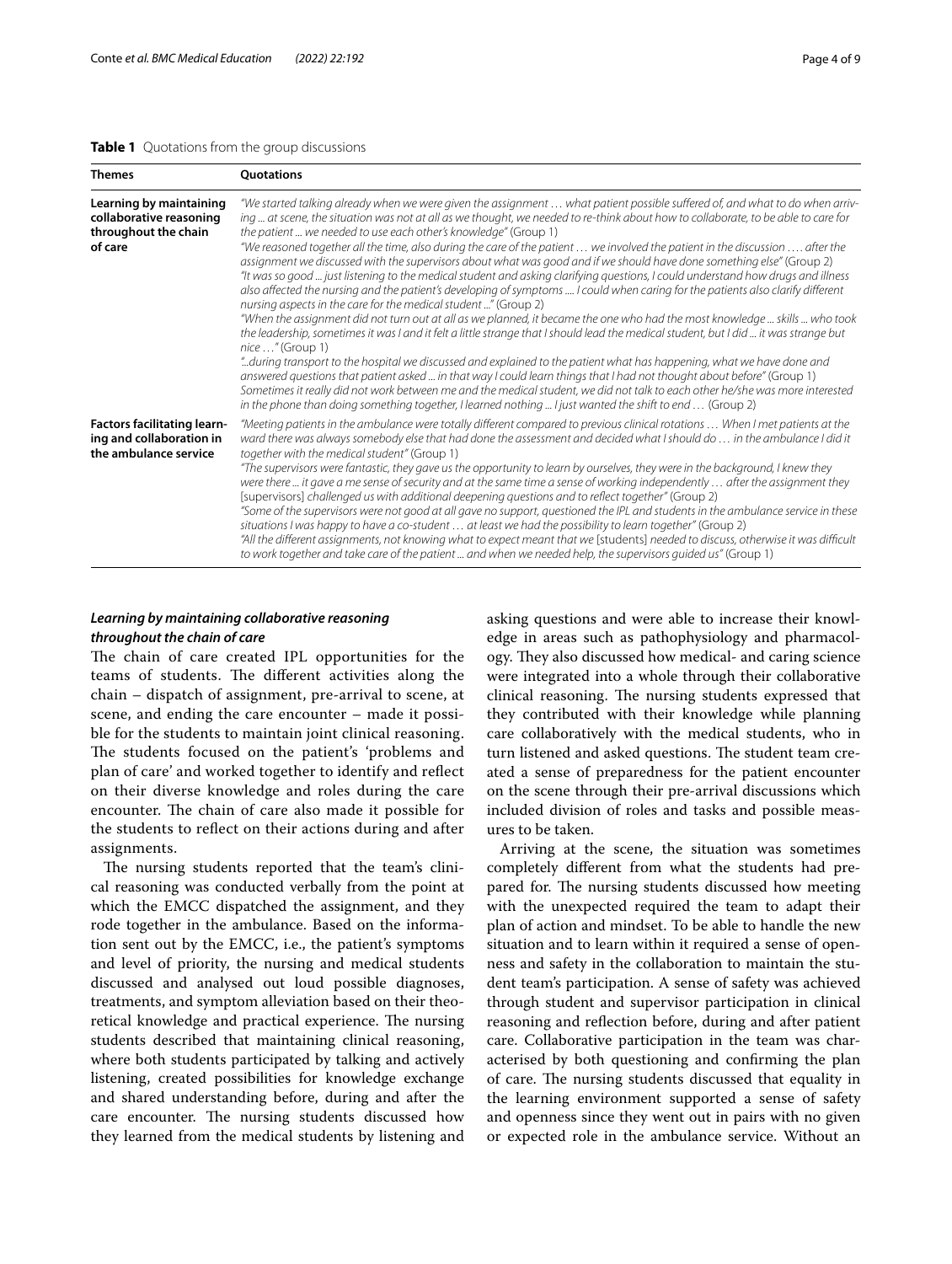**Table 1** Quotations from the group discussions

| Themes | Quotations |
|---|---|
| **Learning by maintaining collaborative reasoning throughout the chain of care** | *"We started talking already when we were given the assignment … what patient possible suffered of, and what to do when arriving ... at scene, the situation was not at all as we thought, we needed to re-think about how to collaborate, to be able to care for the patient ... we needed to use each other's knowledge"* (Group 1)<br>*"We reasoned together all the time, also during the care of the patient … we involved the patient in the discussion …. after the assignment we discussed with the supervisors about what was good and if we should have done something else"* (Group 2)<br>*"It was so good ... just listening to the medical student and asking clarifying questions, I could understand how drugs and illness also affected the nursing and the patient's developing of symptoms .... I could when caring for the patients also clarify different nursing aspects in the care for the medical student ..."* (Group 2)<br>*"When the assignment did not turn out at all as we planned, it became the one who had the most knowledge ... skills ... who took the leadership, sometimes it was I and it felt a little strange that I should lead the medical student, but I did ... it was strange but nice …"* (Group 1)<br>*"..during transport to the hospital we discussed and explained to the patient what has happening, what we have done and answered questions that patient asked ... in that way I could learn things that I had not thought about before"* (Group 1)<br>*Sometimes it really did not work between me and the medical student, we did not talk to each other he/she was more interested in the phone than doing something together, I learned nothing ... I just wanted the shift to end …* (Group 2) |
| **Factors facilitating learning and collaboration in the ambulance service** | *"Meeting patients in the ambulance were totally different compared to previous clinical rotations … When I met patients at the ward there was always somebody else that had done the assessment and decided what I should do … in the ambulance I did it together with the medical student"* (Group 1)<br>*"The supervisors were fantastic, they gave us the opportunity to learn by ourselves, they were in the background, I knew they were there ... it gave a me sense of security and at the same time a sense of working independently … after the assignment they* [supervisors] *challenged us with additional deepening questions and to reflect together"* (Group 2)<br>*"Some of the supervisors were not good at all gave no support, questioned the IPL and students in the ambulance service in these situations I was happy to have a co-student … at least we had the possibility to learn together"* (Group 2)<br>*"All the different assignments, not knowing what to expect meant that we* [students] *needed to discuss, otherwise it was difficult to work together and take care of the patient ... and when we needed help, the supervisors guided us"* (Group 1) |

### *Learning by maintaining collaborative reasoning throughout the chain of care*

The chain of care created IPL opportunities for the teams of students. The different activities along the chain – dispatch of assignment, pre-arrival to scene, at scene, and ending the care encounter – made it possible for the students to maintain joint clinical reasoning. The students focused on the patient's 'problems and plan of care' and worked together to identify and reflect on their diverse knowledge and roles during the care encounter. The chain of care also made it possible for the students to reflect on their actions during and after assignments.

The nursing students reported that the team's clinical reasoning was conducted verbally from the point at which the EMCC dispatched the assignment, and they rode together in the ambulance. Based on the information sent out by the EMCC, i.e., the patient's symptoms and level of priority, the nursing and medical students discussed and analysed out loud possible diagnoses, treatments, and symptom alleviation based on their theoretical knowledge and practical experience. The nursing students described that maintaining clinical reasoning, where both students participated by talking and actively listening, created possibilities for knowledge exchange and shared understanding before, during and after the care encounter. The nursing students discussed how they learned from the medical students by listening and asking questions and were able to increase their knowledge in areas such as pathophysiology and pharmacology. They also discussed how medical- and caring science were integrated into a whole through their collaborative clinical reasoning. The nursing students expressed that they contributed with their knowledge while planning care collaboratively with the medical students, who in turn listened and asked questions. The student team created a sense of preparedness for the patient encounter on the scene through their pre-arrival discussions which included division of roles and tasks and possible measures to be taken.

Arriving at the scene, the situation was sometimes completely different from what the students had prepared for. The nursing students discussed how meeting with the unexpected required the team to adapt their plan of action and mindset. To be able to handle the new situation and to learn within it required a sense of openness and safety in the collaboration to maintain the student team's participation. A sense of safety was achieved through student and supervisor participation in clinical reasoning and reflection before, during and after patient care. Collaborative participation in the team was characterised by both questioning and confirming the plan of care. The nursing students discussed that equality in the learning environment supported a sense of safety and openness since they went out in pairs with no given or expected role in the ambulance service. Without an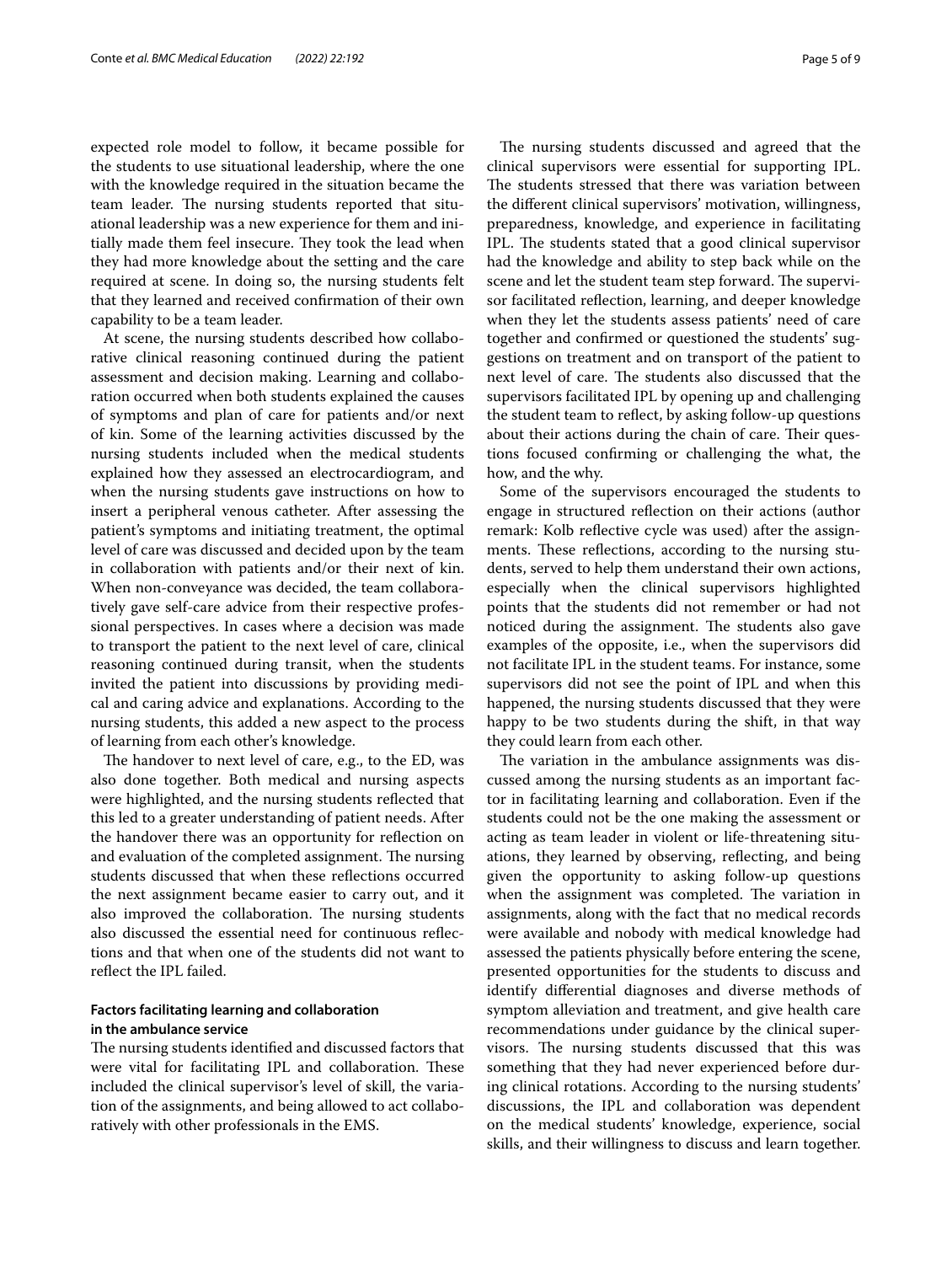expected role model to follow, it became possible for the students to use situational leadership, where the one with the knowledge required in the situation became the team leader. The nursing students reported that situational leadership was a new experience for them and initially made them feel insecure. They took the lead when they had more knowledge about the setting and the care required at scene. In doing so, the nursing students felt that they learned and received confirmation of their own capability to be a team leader.

At scene, the nursing students described how collaborative clinical reasoning continued during the patient assessment and decision making. Learning and collaboration occurred when both students explained the causes of symptoms and plan of care for patients and/or next of kin. Some of the learning activities discussed by the nursing students included when the medical students explained how they assessed an electrocardiogram, and when the nursing students gave instructions on how to insert a peripheral venous catheter. After assessing the patient's symptoms and initiating treatment, the optimal level of care was discussed and decided upon by the team in collaboration with patients and/or their next of kin. When non-conveyance was decided, the team collaboratively gave self-care advice from their respective professional perspectives. In cases where a decision was made to transport the patient to the next level of care, clinical reasoning continued during transit, when the students invited the patient into discussions by providing medical and caring advice and explanations. According to the nursing students, this added a new aspect to the process of learning from each other's knowledge.

The handover to next level of care, e.g., to the ED, was also done together. Both medical and nursing aspects were highlighted, and the nursing students reflected that this led to a greater understanding of patient needs. After the handover there was an opportunity for reflection on and evaluation of the completed assignment. The nursing students discussed that when these reflections occurred the next assignment became easier to carry out, and it also improved the collaboration. The nursing students also discussed the essential need for continuous reflections and that when one of the students did not want to reflect the IPL failed.

### Factors facilitating learning and collaboration in the ambulance service

The nursing students identified and discussed factors that were vital for facilitating IPL and collaboration. These included the clinical supervisor's level of skill, the variation of the assignments, and being allowed to act collaboratively with other professionals in the EMS.

The nursing students discussed and agreed that the clinical supervisors were essential for supporting IPL. The students stressed that there was variation between the different clinical supervisors' motivation, willingness, preparedness, knowledge, and experience in facilitating IPL. The students stated that a good clinical supervisor had the knowledge and ability to step back while on the scene and let the student team step forward. The supervisor facilitated reflection, learning, and deeper knowledge when they let the students assess patients' need of care together and confirmed or questioned the students' suggestions on treatment and on transport of the patient to next level of care. The students also discussed that the supervisors facilitated IPL by opening up and challenging the student team to reflect, by asking follow-up questions about their actions during the chain of care. Their questions focused confirming or challenging the what, the how, and the why.

Some of the supervisors encouraged the students to engage in structured reflection on their actions (author remark: Kolb reflective cycle was used) after the assignments. These reflections, according to the nursing students, served to help them understand their own actions, especially when the clinical supervisors highlighted points that the students did not remember or had not noticed during the assignment. The students also gave examples of the opposite, i.e., when the supervisors did not facilitate IPL in the student teams. For instance, some supervisors did not see the point of IPL and when this happened, the nursing students discussed that they were happy to be two students during the shift, in that way they could learn from each other.

The variation in the ambulance assignments was discussed among the nursing students as an important factor in facilitating learning and collaboration. Even if the students could not be the one making the assessment or acting as team leader in violent or life-threatening situations, they learned by observing, reflecting, and being given the opportunity to asking follow-up questions when the assignment was completed. The variation in assignments, along with the fact that no medical records were available and nobody with medical knowledge had assessed the patients physically before entering the scene, presented opportunities for the students to discuss and identify differential diagnoses and diverse methods of symptom alleviation and treatment, and give health care recommendations under guidance by the clinical supervisors. The nursing students discussed that this was something that they had never experienced before during clinical rotations. According to the nursing students' discussions, the IPL and collaboration was dependent on the medical students' knowledge, experience, social skills, and their willingness to discuss and learn together.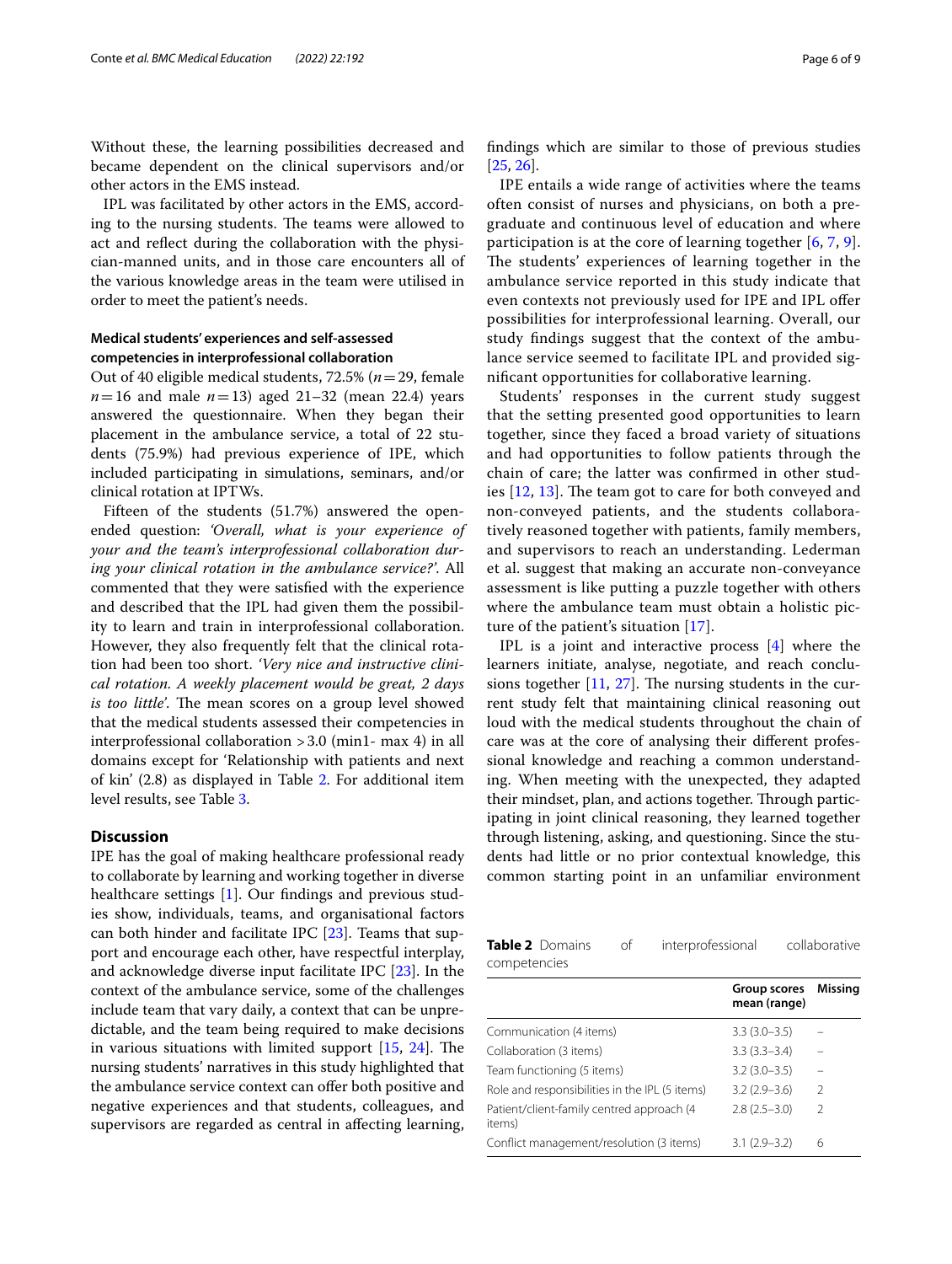Without these, the learning possibilities decreased and became dependent on the clinical supervisors and/or other actors in the EMS instead.

IPL was facilitated by other actors in the EMS, according to the nursing students. The teams were allowed to act and reflect during the collaboration with the physician-manned units, and in those care encounters all of the various knowledge areas in the team were utilised in order to meet the patient's needs.

### Medical students' experiences and self-assessed competencies in interprofessional collaboration

Out of 40 eligible medical students, 72.5% ($n=29$, female $n=16$ and male $n=13$) aged 21–32 (mean 22.4) years answered the questionnaire. When they began their placement in the ambulance service, a total of 22 students (75.9%) had previous experience of IPE, which included participating in simulations, seminars, and/or clinical rotation at IPTWs.

Fifteen of the students (51.7%) answered the open-ended question: *'Overall, what is your experience of your and the team's interprofessional collaboration during your clinical rotation in the ambulance service?'*. All commented that they were satisfied with the experience and described that the IPL had given them the possibility to learn and train in interprofessional collaboration. However, they also frequently felt that the clinical rotation had been too short. *'Very nice and instructive clinical rotation. A weekly placement would be great, 2 days is too little'*. The mean scores on a group level showed that the medical students assessed their competencies in interprofessional collaboration >3.0 (min1- max 4) in all domains except for 'Relationship with patients and next of kin' (2.8) as displayed in Table 2. For additional item level results, see Table 3.

## Discussion

IPE has the goal of making healthcare professional ready to collaborate by learning and working together in diverse healthcare settings [1]. Our findings and previous studies show, individuals, teams, and organisational factors can both hinder and facilitate IPC [23]. Teams that support and encourage each other, have respectful interplay, and acknowledge diverse input facilitate IPC [23]. In the context of the ambulance service, some of the challenges include team that vary daily, a context that can be unpredictable, and the team being required to make decisions in various situations with limited support [15, 24]. The nursing students' narratives in this study highlighted that the ambulance service context can offer both positive and negative experiences and that students, colleagues, and supervisors are regarded as central in affecting learning, findings which are similar to those of previous studies [25, 26].

IPE entails a wide range of activities where the teams often consist of nurses and physicians, on both a pre-graduate and continuous level of education and where participation is at the core of learning together [6, 7, 9]. The students' experiences of learning together in the ambulance service reported in this study indicate that even contexts not previously used for IPE and IPL offer possibilities for interprofessional learning. Overall, our study findings suggest that the context of the ambulance service seemed to facilitate IPL and provided significant opportunities for collaborative learning.

Students' responses in the current study suggest that the setting presented good opportunities to learn together, since they faced a broad variety of situations and had opportunities to follow patients through the chain of care; the latter was confirmed in other studies [12, 13]. The team got to care for both conveyed and non-conveyed patients, and the students collaboratively reasoned together with patients, family members, and supervisors to reach an understanding. Lederman et al. suggest that making an accurate non-conveyance assessment is like putting a puzzle together with others where the ambulance team must obtain a holistic picture of the patient's situation [17].

IPL is a joint and interactive process [4] where the learners initiate, analyse, negotiate, and reach conclusions together [11, 27]. The nursing students in the current study felt that maintaining clinical reasoning out loud with the medical students throughout the chain of care was at the core of analysing their different professional knowledge and reaching a common understanding. When meeting with the unexpected, they adapted their mindset, plan, and actions together. Through participating in joint clinical reasoning, they learned together through listening, asking, and questioning. Since the students had little or no prior contextual knowledge, this common starting point in an unfamiliar environment

**Table 2** Domains of interprofessional collaborative competencies

| | Group scores mean (range) | Missing |
|---|---|---|
| Communication (4 items) | 3.3 (3.0–3.5) | – |
| Collaboration (3 items) | 3.3 (3.3–3.4) | – |
| Team functioning (5 items) | 3.2 (3.0–3.5) | – |
| Role and responsibilities in the IPL (5 items) | 3.2 (2.9–3.6) | 2 |
| Patient/client-family centred approach (4 items) | 2.8 (2.5–3.0) | 2 |
| Conflict management/resolution (3 items) | 3.1 (2.9–3.2) | 6 |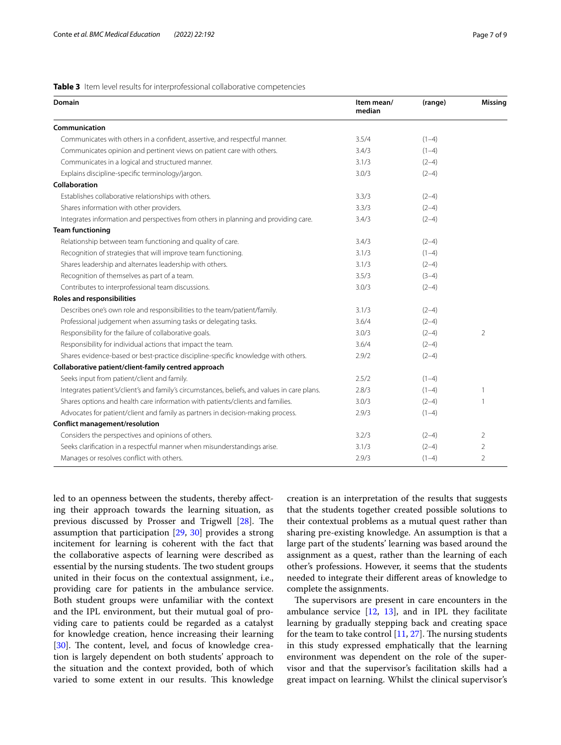**Table 3** Item level results for interprofessional collaborative competencies

| Domain | Item mean/ median | (range) | Missing |
|---|---|---|---|
| **Communication** | | | |
| Communicates with others in a confident, assertive, and respectful manner. | 3.5/4 | (1–4) | |
| Communicates opinion and pertinent views on patient care with others. | 3.4/3 | (1–4) | |
| Communicates in a logical and structured manner. | 3.1/3 | (2–4) | |
| Explains discipline-specific terminology/jargon. | 3.0/3 | (2–4) | |
| **Collaboration** | | | |
| Establishes collaborative relationships with others. | 3.3/3 | (2–4) | |
| Shares information with other providers. | 3.3/3 | (2–4) | |
| Integrates information and perspectives from others in planning and providing care. | 3.4/3 | (2–4) | |
| **Team functioning** | | | |
| Relationship between team functioning and quality of care. | 3.4/3 | (2–4) | |
| Recognition of strategies that will improve team functioning. | 3.1/3 | (1–4) | |
| Shares leadership and alternates leadership with others. | 3.1/3 | (2–4) | |
| Recognition of themselves as part of a team. | 3.5/3 | (3–4) | |
| Contributes to interprofessional team discussions. | 3.0/3 | (2–4) | |
| **Roles and responsibilities** | | | |
| Describes one's own role and responsibilities to the team/patient/family. | 3.1/3 | (2–4) | |
| Professional judgement when assuming tasks or delegating tasks. | 3.6/4 | (2–4) | |
| Responsibility for the failure of collaborative goals. | 3.0/3 | (2–4) | 2 |
| Responsibility for individual actions that impact the team. | 3.6/4 | (2–4) | |
| Shares evidence-based or best-practice discipline-specific knowledge with others. | 2.9/2 | (2–4) | |
| **Collaborative patient/client-family centred approach** | | | |
| Seeks input from patient/client and family. | 2.5/2 | (1–4) | |
| Integrates patient's/client's and family's circumstances, beliefs, and values in care plans. | 2.8/3 | (1–4) | 1 |
| Shares options and health care information with patients/clients and families. | 3.0/3 | (2–4) | 1 |
| Advocates for patient/client and family as partners in decision-making process. | 2.9/3 | (1–4) | |
| **Conflict management/resolution** | | | |
| Considers the perspectives and opinions of others. | 3.2/3 | (2–4) | 2 |
| Seeks clarification in a respectful manner when misunderstandings arise. | 3.1/3 | (2–4) | 2 |
| Manages or resolves conflict with others. | 2.9/3 | (1–4) | 2 |

led to an openness between the students, thereby affecting their approach towards the learning situation, as previous discussed by Prosser and Trigwell [28]. The assumption that participation [29, 30] provides a strong incitement for learning is coherent with the fact that the collaborative aspects of learning were described as essential by the nursing students. The two student groups united in their focus on the contextual assignment, i.e., providing care for patients in the ambulance service. Both student groups were unfamiliar with the context and the IPL environment, but their mutual goal of providing care to patients could be regarded as a catalyst for knowledge creation, hence increasing their learning [30]. The content, level, and focus of knowledge creation is largely dependent on both students' approach to the situation and the context provided, both of which varied to some extent in our results. This knowledge creation is an interpretation of the results that suggests that the students together created possible solutions to their contextual problems as a mutual quest rather than sharing pre-existing knowledge. An assumption is that a large part of the students' learning was based around the assignment as a quest, rather than the learning of each other's professions. However, it seems that the students needed to integrate their different areas of knowledge to complete the assignments.

The supervisors are present in care encounters in the ambulance service [12, 13], and in IPL they facilitate learning by gradually stepping back and creating space for the team to take control [11, 27]. The nursing students in this study expressed emphatically that the learning environment was dependent on the role of the supervisor and that the supervisor's facilitation skills had a great impact on learning. Whilst the clinical supervisor's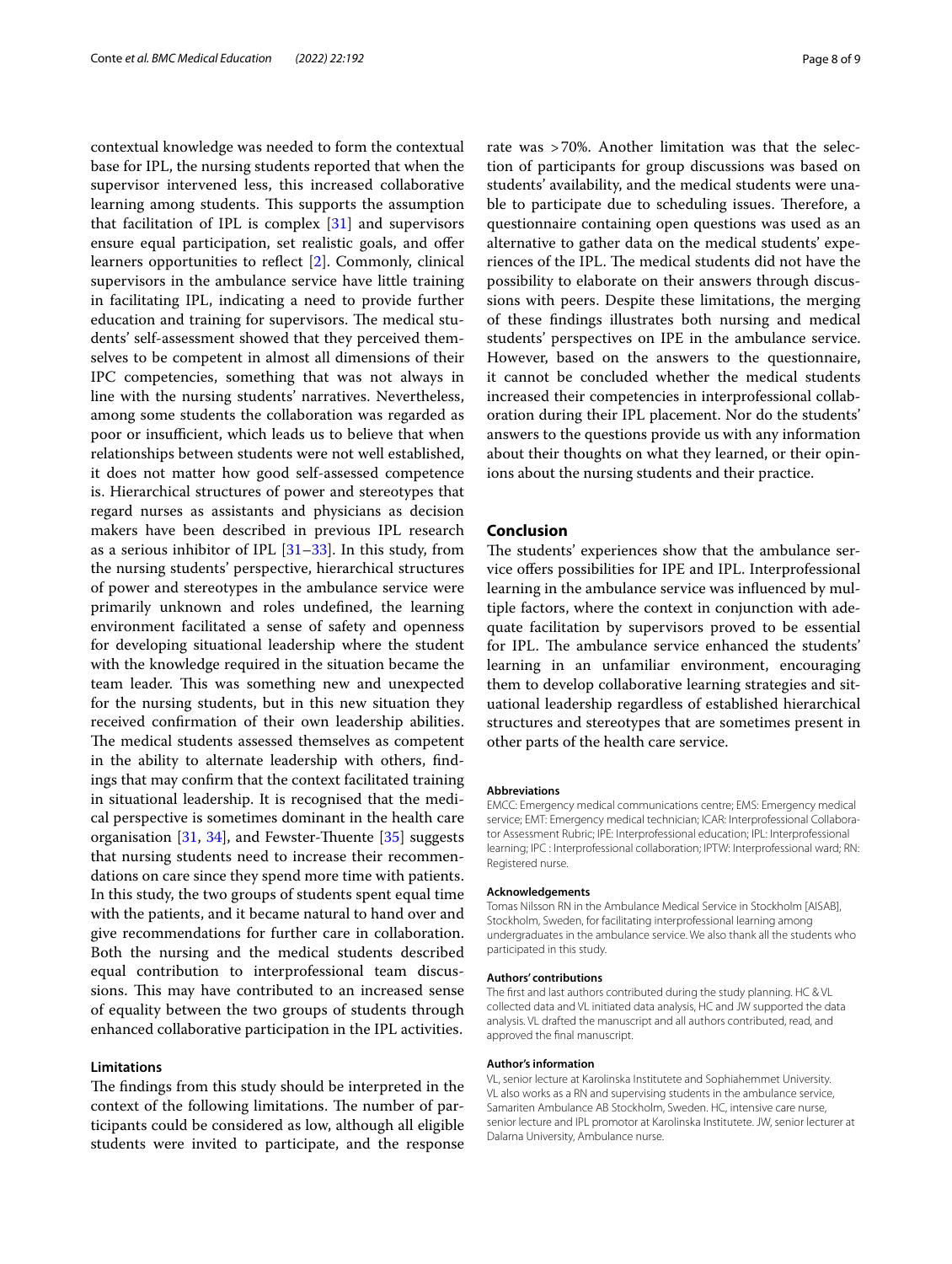contextual knowledge was needed to form the contextual base for IPL, the nursing students reported that when the supervisor intervened less, this increased collaborative learning among students. This supports the assumption that facilitation of IPL is complex [31] and supervisors ensure equal participation, set realistic goals, and offer learners opportunities to reflect [2]. Commonly, clinical supervisors in the ambulance service have little training in facilitating IPL, indicating a need to provide further education and training for supervisors. The medical students' self-assessment showed that they perceived themselves to be competent in almost all dimensions of their IPC competencies, something that was not always in line with the nursing students' narratives. Nevertheless, among some students the collaboration was regarded as poor or insufficient, which leads us to believe that when relationships between students were not well established, it does not matter how good self-assessed competence is. Hierarchical structures of power and stereotypes that regard nurses as assistants and physicians as decision makers have been described in previous IPL research as a serious inhibitor of IPL [31–33]. In this study, from the nursing students' perspective, hierarchical structures of power and stereotypes in the ambulance service were primarily unknown and roles undefined, the learning environment facilitated a sense of safety and openness for developing situational leadership where the student with the knowledge required in the situation became the team leader. This was something new and unexpected for the nursing students, but in this new situation they received confirmation of their own leadership abilities. The medical students assessed themselves as competent in the ability to alternate leadership with others, findings that may confirm that the context facilitated training in situational leadership. It is recognised that the medical perspective is sometimes dominant in the health care organisation [31, 34], and Fewster-Thuente [35] suggests that nursing students need to increase their recommendations on care since they spend more time with patients. In this study, the two groups of students spent equal time with the patients, and it became natural to hand over and give recommendations for further care in collaboration. Both the nursing and the medical students described equal contribution to interprofessional team discussions. This may have contributed to an increased sense of equality between the two groups of students through enhanced collaborative participation in the IPL activities.

### Limitations

The findings from this study should be interpreted in the context of the following limitations. The number of participants could be considered as low, although all eligible students were invited to participate, and the response rate was >70%. Another limitation was that the selection of participants for group discussions was based on students' availability, and the medical students were unable to participate due to scheduling issues. Therefore, a questionnaire containing open questions was used as an alternative to gather data on the medical students' experiences of the IPL. The medical students did not have the possibility to elaborate on their answers through discussions with peers. Despite these limitations, the merging of these findings illustrates both nursing and medical students' perspectives on IPE in the ambulance service. However, based on the answers to the questionnaire, it cannot be concluded whether the medical students increased their competencies in interprofessional collaboration during their IPL placement. Nor do the students' answers to the questions provide us with any information about their thoughts on what they learned, or their opinions about the nursing students and their practice.

## Conclusion

The students' experiences show that the ambulance service offers possibilities for IPE and IPL. Interprofessional learning in the ambulance service was influenced by multiple factors, where the context in conjunction with adequate facilitation by supervisors proved to be essential for IPL. The ambulance service enhanced the students' learning in an unfamiliar environment, encouraging them to develop collaborative learning strategies and situational leadership regardless of established hierarchical structures and stereotypes that are sometimes present in other parts of the health care service.

#### Abbreviations

EMCC: Emergency medical communications centre; EMS: Emergency medical service; EMT: Emergency medical technician; ICAR: Interprofessional Collaborator Assessment Rubric; IPE: Interprofessional education; IPL: Interprofessional learning; IPC : Interprofessional collaboration; IPTW: Interprofessional ward; RN: Registered nurse.

#### Acknowledgements

Tomas Nilsson RN in the Ambulance Medical Service in Stockholm [AISAB], Stockholm, Sweden, for facilitating interprofessional learning among undergraduates in the ambulance service. We also thank all the students who participated in this study.

#### Authors' contributions

The first and last authors contributed during the study planning. HC & VL collected data and VL initiated data analysis, HC and JW supported the data analysis. VL drafted the manuscript and all authors contributed, read, and approved the final manuscript.

#### Author's information

VL, senior lecture at Karolinska Institutete and Sophiahemmet University. VL also works as a RN and supervising students in the ambulance service, Samariten Ambulance AB Stockholm, Sweden. HC, intensive care nurse, senior lecture and IPL promotor at Karolinska Institutete. JW, senior lecturer at Dalarna University, Ambulance nurse.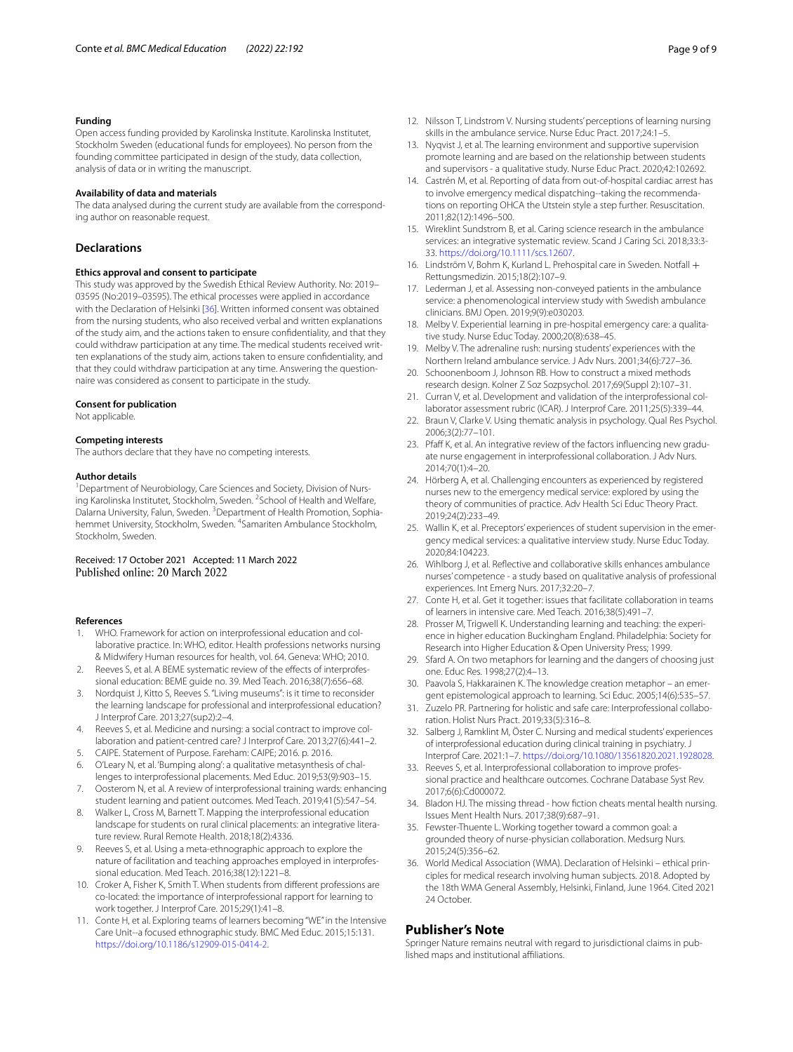#### Funding

Open access funding provided by Karolinska Institute. Karolinska Institutet, Stockholm Sweden (educational funds for employees). No person from the founding committee participated in design of the study, data collection, analysis of data or in writing the manuscript.

#### Availability of data and materials

The data analysed during the current study are available from the corresponding author on reasonable request.

## Declarations

#### Ethics approval and consent to participate

This study was approved by the Swedish Ethical Review Authority. No: 2019–03595 (No:2019–03595). The ethical processes were applied in accordance with the Declaration of Helsinki [36]. Written informed consent was obtained from the nursing students, who also received verbal and written explanations of the study aim, and the actions taken to ensure confidentiality, and that they could withdraw participation at any time. The medical students received written explanations of the study aim, actions taken to ensure confidentiality, and that they could withdraw participation at any time. Answering the questionnaire was considered as consent to participate in the study.

#### Consent for publication

Not applicable.

#### Competing interests

The authors declare that they have no competing interests.

#### Author details

[1]Department of Neurobiology, Care Sciences and Society, Division of Nursing Karolinska Institutet, Stockholm, Sweden. [2]School of Health and Welfare, Dalarna University, Falun, Sweden. [3]Department of Health Promotion, Sophiahemmet University, Stockholm, Sweden. [4]Samariten Ambulance Stockholm, Stockholm, Sweden.

Received: 17 October 2021 Accepted: 11 March 2022
Published online: 20 March 2022

#### References

1. WHO. Framework for action on interprofessional education and collaborative practice. In: WHO, editor. Health professions networks nursing & Midwifery Human resources for health, vol. 64. Geneva: WHO; 2010.
2. Reeves S, et al. A BEME systematic review of the effects of interprofessional education: BEME guide no. 39. Med Teach. 2016;38(7):656–68.
3. Nordquist J, Kitto S, Reeves S. "Living museums": is it time to reconsider the learning landscape for professional and interprofessional education? J Interprof Care. 2013;27(sup2):2–4.
4. Reeves S, et al. Medicine and nursing: a social contract to improve collaboration and patient-centred care? J Interprof Care. 2013;27(6):441–2.
5. CAIPE. Statement of Purpose. Fareham: CAIPE; 2016. p. 2016.
6. O'Leary N, et al. 'Bumping along': a qualitative metasynthesis of challenges to interprofessional placements. Med Educ. 2019;53(9):903–15.
7. Oosterom N, et al. A review of interprofessional training wards: enhancing student learning and patient outcomes. Med Teach. 2019;41(5):547–54.
8. Walker L, Cross M, Barnett T. Mapping the interprofessional education landscape for students on rural clinical placements: an integrative literature review. Rural Remote Health. 2018;18(2):4336.
9. Reeves S, et al. Using a meta-ethnographic approach to explore the nature of facilitation and teaching approaches employed in interprofessional education. Med Teach. 2016;38(12):1221–8.
10. Croker A, Fisher K, Smith T. When students from different professions are co-located: the importance of interprofessional rapport for learning to work together. J Interprof Care. 2015;29(1):41–8.
11. Conte H, et al. Exploring teams of learners becoming "WE" in the Intensive Care Unit--a focused ethnographic study. BMC Med Educ. 2015;15:131. https://doi.org/10.1186/s12909-015-0414-2.
12. Nilsson T, Lindstrom V. Nursing students' perceptions of learning nursing skills in the ambulance service. Nurse Educ Pract. 2017;24:1–5.
13. Nyqvist J, et al. The learning environment and supportive supervision promote learning and are based on the relationship between students and supervisors - a qualitative study. Nurse Educ Pract. 2020;42:102692.
14. Castrén M, et al. Reporting of data from out-of-hospital cardiac arrest has to involve emergency medical dispatching--taking the recommendations on reporting OHCA the Utstein style a step further. Resuscitation. 2011;82(12):1496–500.
15. Wireklint Sundstrom B, et al. Caring science research in the ambulance services: an integrative systematic review. Scand J Caring Sci. 2018;33:3-33. https://doi.org/10.1111/scs.12607.
16. Lindström V, Bohm K, Kurland L. Prehospital care in Sweden. Notfall + Rettungsmedizin. 2015;18(2):107–9.
17. Lederman J, et al. Assessing non-conveyed patients in the ambulance service: a phenomenological interview study with Swedish ambulance clinicians. BMJ Open. 2019;9(9):e030203.
18. Melby V. Experiential learning in pre-hospital emergency care: a qualitative study. Nurse Educ Today. 2000;20(8):638–45.
19. Melby V. The adrenaline rush: nursing students' experiences with the Northern Ireland ambulance service. J Adv Nurs. 2001;34(6):727–36.
20. Schoonenboom J, Johnson RB. How to construct a mixed methods research design. Kolner Z Soz Sozpsychol. 2017;69(Suppl 2):107–31.
21. Curran V, et al. Development and validation of the interprofessional collaborator assessment rubric (ICAR). J Interprof Care. 2011;25(5):339–44.
22. Braun V, Clarke V. Using thematic analysis in psychology. Qual Res Psychol. 2006;3(2):77–101.
23. Pfaff K, et al. An integrative review of the factors influencing new graduate nurse engagement in interprofessional collaboration. J Adv Nurs. 2014;70(1):4–20.
24. Hörberg A, et al. Challenging encounters as experienced by registered nurses new to the emergency medical service: explored by using the theory of communities of practice. Adv Health Sci Educ Theory Pract. 2019;24(2):233–49.
25. Wallin K, et al. Preceptors' experiences of student supervision in the emergency medical services: a qualitative interview study. Nurse Educ Today. 2020;84:104223.
26. Wihlborg J, et al. Reflective and collaborative skills enhances ambulance nurses' competence - a study based on qualitative analysis of professional experiences. Int Emerg Nurs. 2017;32:20–7.
27. Conte H, et al. Get it together: issues that facilitate collaboration in teams of learners in intensive care. Med Teach. 2016;38(5):491–7.
28. Prosser M, Trigwell K. Understanding learning and teaching: the experience in higher education Buckingham England. Philadelphia: Society for Research into Higher Education & Open University Press; 1999.
29. Sfard A. On two metaphors for learning and the dangers of choosing just one. Educ Res. 1998;27(2):4–13.
30. Paavola S, Hakkarainen K. The knowledge creation metaphor – an emergent epistemological approach to learning. Sci Educ. 2005;14(6):535–57.
31. Zuzelo PR. Partnering for holistic and safe care: Interprofessional collaboration. Holist Nurs Pract. 2019;33(5):316–8.
32. Salberg J, Ramklint M, Öster C. Nursing and medical students' experiences of interprofessional education during clinical training in psychiatry. J Interprof Care. 2021:1–7. https://doi.org/10.1080/13561820.2021.1928028.
33. Reeves S, et al. Interprofessional collaboration to improve professional practice and healthcare outcomes. Cochrane Database Syst Rev. 2017;6(6):Cd000072.
34. Bladon HJ. The missing thread - how fiction cheats mental health nursing. Issues Ment Health Nurs. 2017;38(9):687–91.
35. Fewster-Thuente L. Working together toward a common goal: a grounded theory of nurse-physician collaboration. Medsurg Nurs. 2015;24(5):356–62.
36. World Medical Association (WMA). Declaration of Helsinki – ethical principles for medical research involving human subjects. 2018. Adopted by the 18th WMA General Assembly, Helsinki, Finland, June 1964. Cited 2021 24 October.

## Publisher's Note

Springer Nature remains neutral with regard to jurisdictional claims in published maps and institutional affiliations.